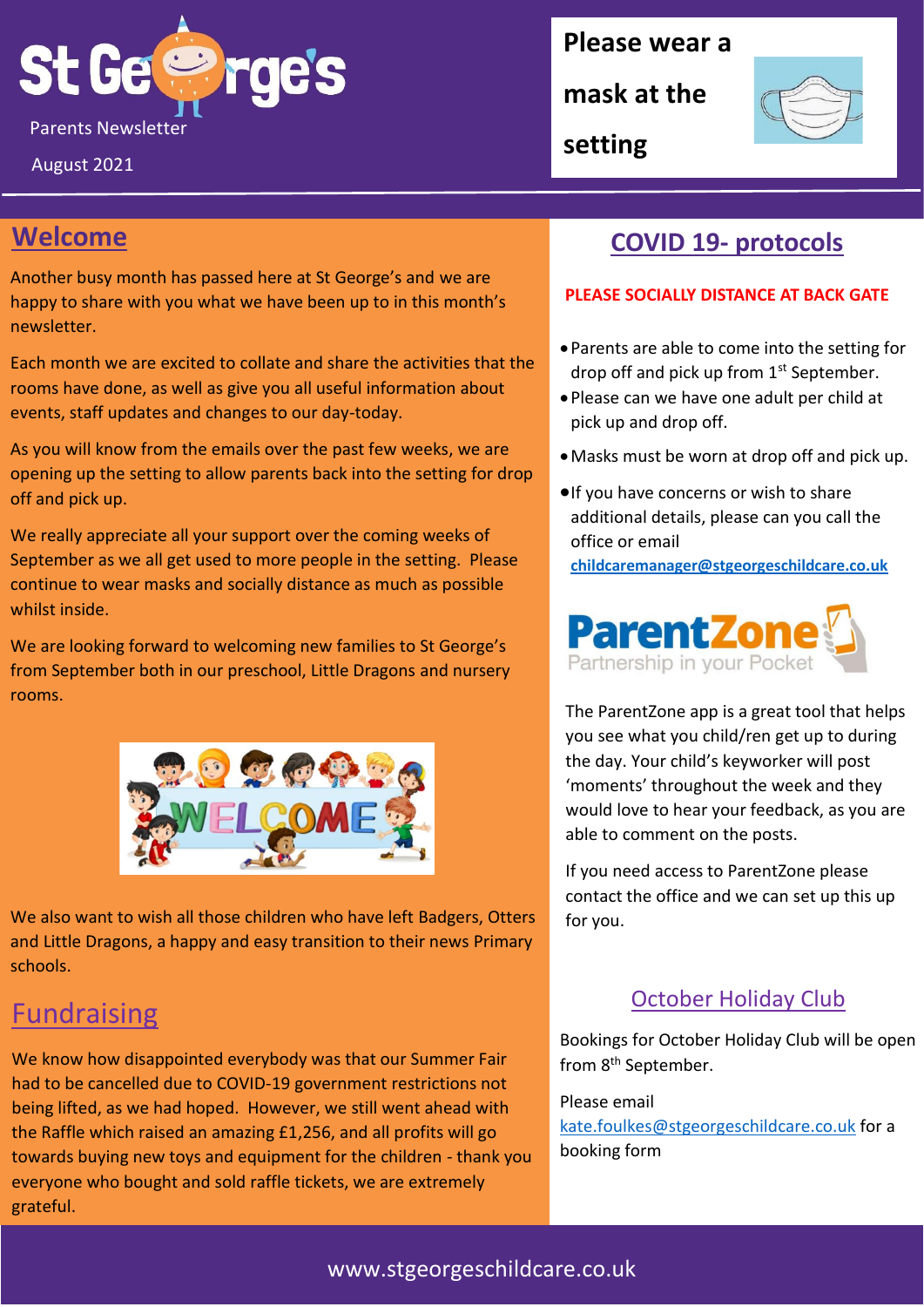# St George's

Parents Newsletter

August 2021

**Please wear a mask at the setting**

## Welcome

Another busy month has passed here at St George's and we are happy to share with you what we have been up to in this month's newsletter.

Each month we are excited to collate and share the activities that the rooms have done, as well as give you all useful information about events, staff updates and changes to our day-today.

As you will know from the emails over the past few weeks, we are opening up the setting to allow parents back into the setting for drop off and pick up.

We really appreciate all your support over the coming weeks of September as we all get used to more people in the setting. Please continue to wear masks and socially distance as much as possible whilst inside.

We are looking forward to welcoming new families to St George's from September both in our preschool, Little Dragons and nursery rooms.

We also want to wish all those children who have left Badgers, Otters and Little Dragons, a happy and easy transition to their news Primary schools.

## Fundraising

We know how disappointed everybody was that our Summer Fair had to be cancelled due to COVID-19 government restrictions not being lifted, as we had hoped. However, we still went ahead with the Raffle which raised an amazing £1,256, and all profits will go towards buying new toys and equipment for the children - thank you everyone who bought and sold raffle tickets, we are extremely grateful.

## COVID 19- protocols

**PLEASE SOCIALLY DISTANCE AT BACK GATE**

- Parents are able to come into the setting for drop off and pick up from 1st September.
- Please can we have one adult per child at pick up and drop off.
- Masks must be worn at drop off and pick up.
- If you have concerns or wish to share additional details, please can you call the office or email **childcaremanager@stgeorgeschildcare.co.uk**

**ParentZone** Partnership in your Pocket

The ParentZone app is a great tool that helps you see what you child/ren get up to during the day. Your child's keyworker will post 'moments' throughout the week and they would love to hear your feedback, as you are able to comment on the posts.

If you need access to ParentZone please contact the office and we can set up this up for you.

## October Holiday Club

Bookings for October Holiday Club will be open from 8th September.

Please email kate.foulkes@stgeorgeschildcare.co.uk for a booking form

www.stgeorgeschildcare.co.uk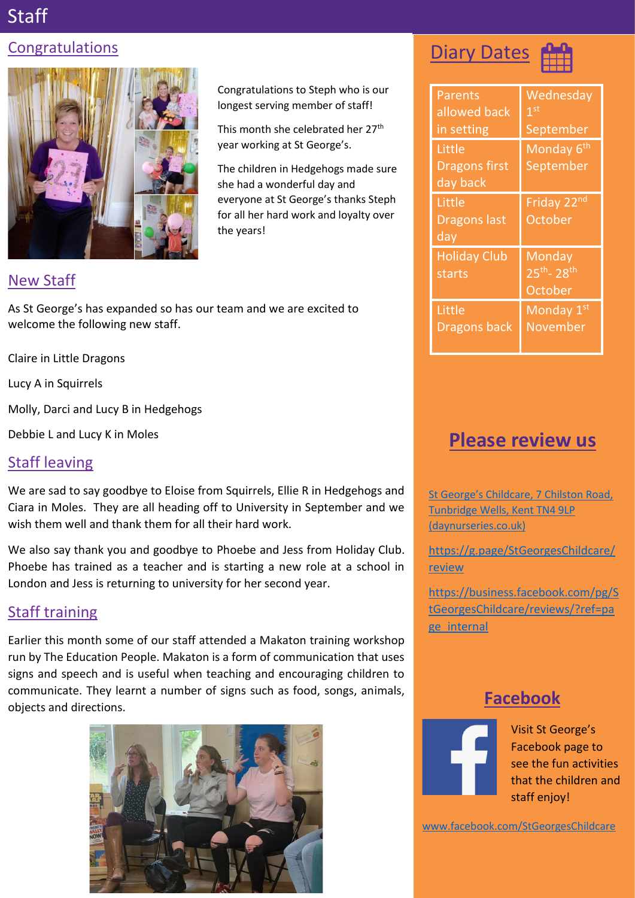# Staff

## Congratulations

Congratulations to Steph who is our longest serving member of staff!

This month she celebrated her 27th year working at St George's.

The children in Hedgehogs made sure she had a wonderful day and everyone at St George's thanks Steph for all her hard work and loyalty over the years!

## New Staff

As St George's has expanded so has our team and we are excited to welcome the following new staff.

Claire in Little Dragons

Lucy A in Squirrels

Molly, Darci and Lucy B in Hedgehogs

Debbie L and Lucy K in Moles

## Staff leaving

We are sad to say goodbye to Eloise from Squirrels, Ellie R in Hedgehogs and Ciara in Moles. They are all heading off to University in September and we wish them well and thank them for all their hard work.

We also say thank you and goodbye to Phoebe and Jess from Holiday Club. Phoebe has trained as a teacher and is starting a new role at a school in London and Jess is returning to university for her second year.

## Staff training

Earlier this month some of our staff attended a Makaton training workshop run by The Education People. Makaton is a form of communication that uses signs and speech and is useful when teaching and encouraging children to communicate. They learnt a number of signs such as food, songs, animals, objects and directions.

## Diary Dates

| | |
|---|---|
| Parents allowed back in setting | Wednesday 1st September |
| Little Dragons first day back | Monday 6th September |
| Little Dragons last day | Friday 22nd October |
| Holiday Club starts | Monday 25th- 28th October |
| Little Dragons back | Monday 1st November |

## Please review us

[St George's Childcare, 7 Chilston Road, Tunbridge Wells, Kent TN4 9LP (daynurseries.co.uk)]

https://g.page/StGeorgesChildcare/review

https://business.facebook.com/pg/StGeorgesChildcare/reviews/?ref=page_internal

## Facebook

Visit St George's Facebook page to see the fun activities that the children and staff enjoy!

www.facebook.com/StGeorgesChildcare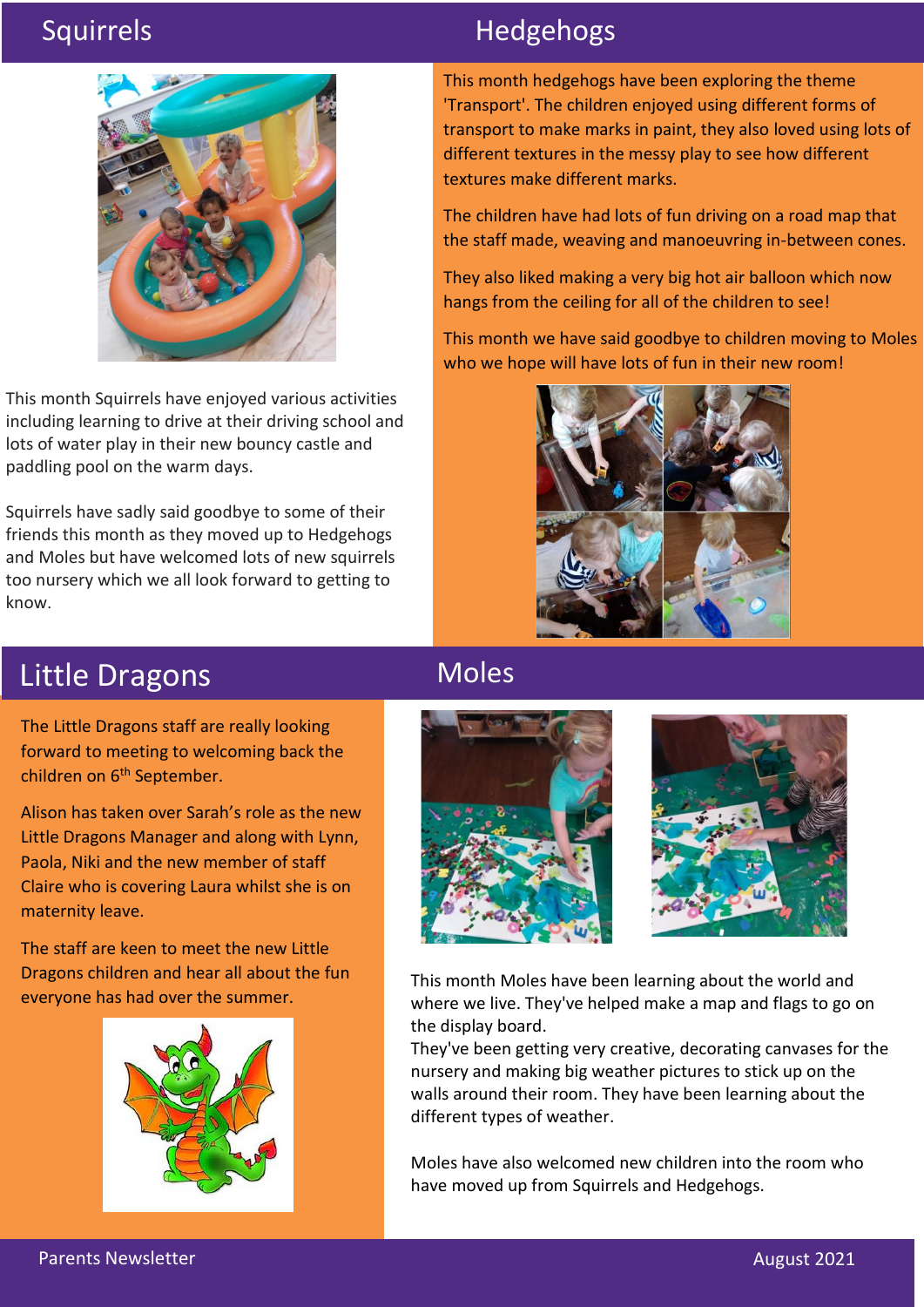## Squirrels

This month Squirrels have enjoyed various activities including learning to drive at their driving school and lots of water play in their new bouncy castle and paddling pool on the warm days.

Squirrels have sadly said goodbye to some of their friends this month as they moved up to Hedgehogs and Moles but have welcomed lots of new squirrels too nursery which we all look forward to getting to know.

## Hedgehogs

This month hedgehogs have been exploring the theme 'Transport'. The children enjoyed using different forms of transport to make marks in paint, they also loved using lots of different textures in the messy play to see how different textures make different marks.

The children have had lots of fun driving on a road map that the staff made, weaving and manoeuvring in-between cones.

They also liked making a very big hot air balloon which now hangs from the ceiling for all of the children to see!

This month we have said goodbye to children moving to Moles who we hope will have lots of fun in their new room!

## Little Dragons

The Little Dragons staff are really looking forward to meeting to welcoming back the children on 6th September.

Alison has taken over Sarah's role as the new Little Dragons Manager and along with Lynn, Paola, Niki and the new member of staff Claire who is covering Laura whilst she is on maternity leave.

The staff are keen to meet the new Little Dragons children and hear all about the fun everyone has had over the summer.

## Moles

This month Moles have been learning about the world and where we live. They've helped make a map and flags to go on the display board.
They've been getting very creative, decorating canvases for the nursery and making big weather pictures to stick up on the walls around their room. They have been learning about the different types of weather.

Moles have also welcomed new children into the room who have moved up from Squirrels and Hedgehogs.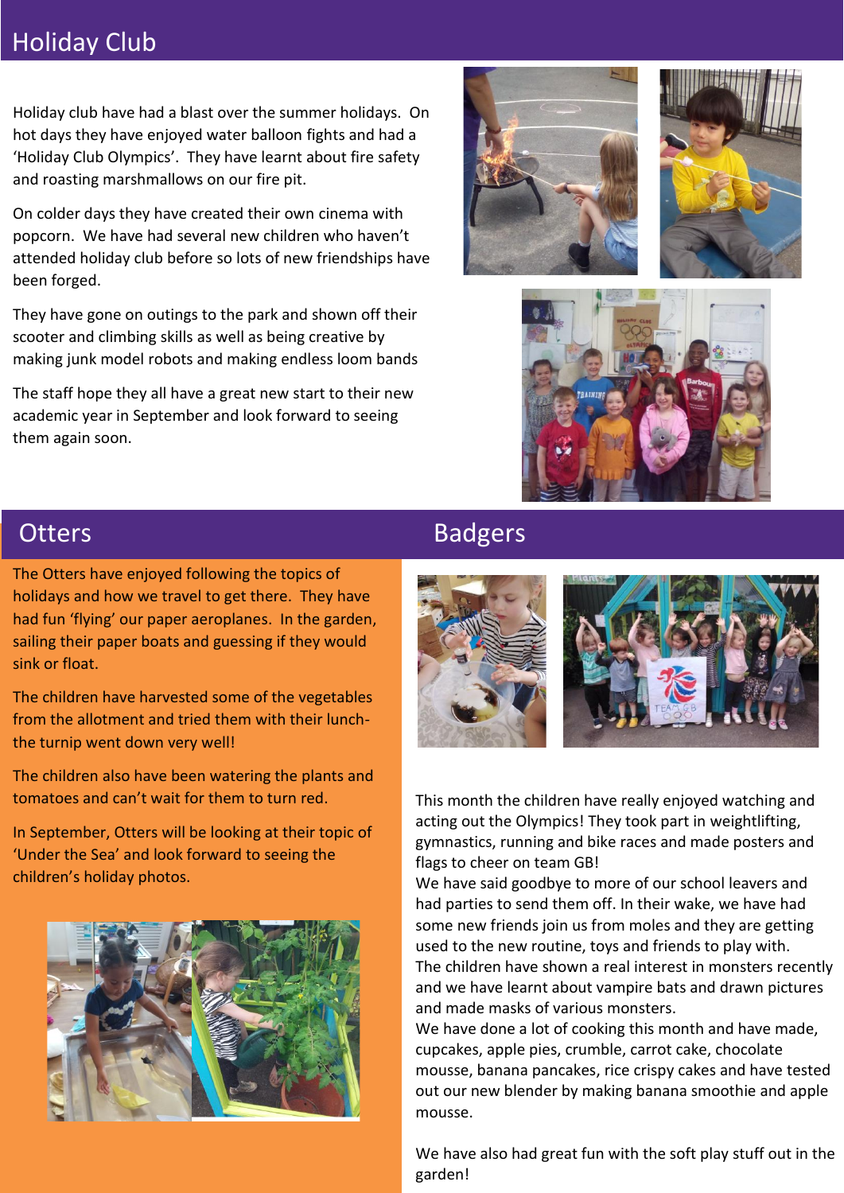## Holiday Club

Holiday club have had a blast over the summer holidays. On hot days they have enjoyed water balloon fights and had a 'Holiday Club Olympics'. They have learnt about fire safety and roasting marshmallows on our fire pit.

On colder days they have created their own cinema with popcorn. We have had several new children who haven't attended holiday club before so lots of new friendships have been forged.

They have gone on outings to the park and shown off their scooter and climbing skills as well as being creative by making junk model robots and making endless loom bands

The staff hope they all have a great new start to their new academic year in September and look forward to seeing them again soon.

## Otters

The Otters have enjoyed following the topics of holidays and how we travel to get there. They have had fun 'flying' our paper aeroplanes. In the garden, sailing their paper boats and guessing if they would sink or float.

The children have harvested some of the vegetables from the allotment and tried them with their lunch- the turnip went down very well!

The children also have been watering the plants and tomatoes and can't wait for them to turn red.

In September, Otters will be looking at their topic of 'Under the Sea' and look forward to seeing the children's holiday photos.

## Badgers

This month the children have really enjoyed watching and acting out the Olympics! They took part in weightlifting, gymnastics, running and bike races and made posters and flags to cheer on team GB!
We have said goodbye to more of our school leavers and had parties to send them off. In their wake, we have had some new friends join us from moles and they are getting used to the new routine, toys and friends to play with.
The children have shown a real interest in monsters recently and we have learnt about vampire bats and drawn pictures and made masks of various monsters.
We have done a lot of cooking this month and have made, cupcakes, apple pies, crumble, carrot cake, chocolate mousse, banana pancakes, rice crispy cakes and have tested out our new blender by making banana smoothie and apple mousse.

We have also had great fun with the soft play stuff out in the garden!